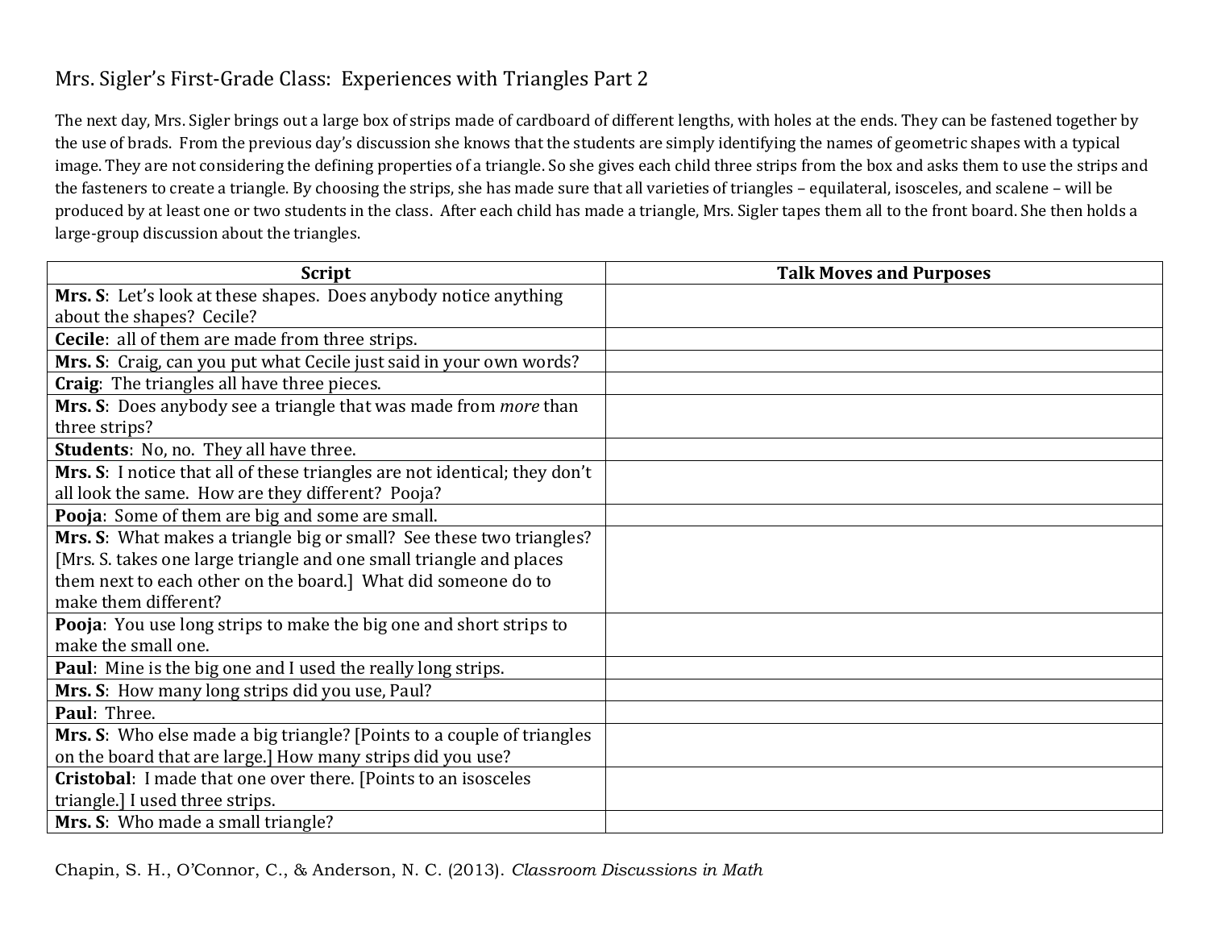# Mrs. Sigler's First-Grade Class: Experiences with Triangles Part 2

The next day, Mrs. Sigler brings out a large box of strips made of cardboard of different lengths, with holes at the ends. They can be fastened together by the use of brads. From the previous day's discussion she knows that the students are simply identifying the names of geometric shapes with a typical image. They are not considering the defining properties of a triangle. So she gives each child three strips from the box and asks them to use the strips and the fasteners to create a triangle. By choosing the strips, she has made sure that all varieties of triangles – equilateral, isosceles, and scalene – will be produced by at least one or two students in the class. After each child has made a triangle, Mrs. Sigler tapes them all to the front board. She then holds a large-group discussion about the triangles.

| Script | Talk Moves and Purposes |
| --- | --- |
| **Mrs. S**: Let's look at these shapes. Does anybody notice anything about the shapes? Cecile? | |
| **Cecile**: all of them are made from three strips. | |
| **Mrs. S**: Craig, can you put what Cecile just said in your own words? | |
| **Craig**: The triangles all have three pieces. | |
| **Mrs. S**: Does anybody see a triangle that was made from *more* than three strips? | |
| **Students**: No, no. They all have three. | |
| **Mrs. S**: I notice that all of these triangles are not identical; they don't all look the same. How are they different? Pooja? | |
| **Pooja**: Some of them are big and some are small. | |
| **Mrs. S**: What makes a triangle big or small? See these two triangles? [Mrs. S. takes one large triangle and one small triangle and places them next to each other on the board.] What did someone do to make them different? | |
| **Pooja**: You use long strips to make the big one and short strips to make the small one. | |
| **Paul**: Mine is the big one and I used the really long strips. | |
| **Mrs. S**: How many long strips did you use, Paul? | |
| **Paul**: Three. | |
| **Mrs. S**: Who else made a big triangle? [Points to a couple of triangles on the board that are large.] How many strips did you use? | |
| **Cristobal**: I made that one over there. [Points to an isosceles triangle.] I used three strips. | |
| **Mrs. S**: Who made a small triangle? | |

Chapin, S. H., O'Connor, C., & Anderson, N. C. (2013). *Classroom Discussions in Math*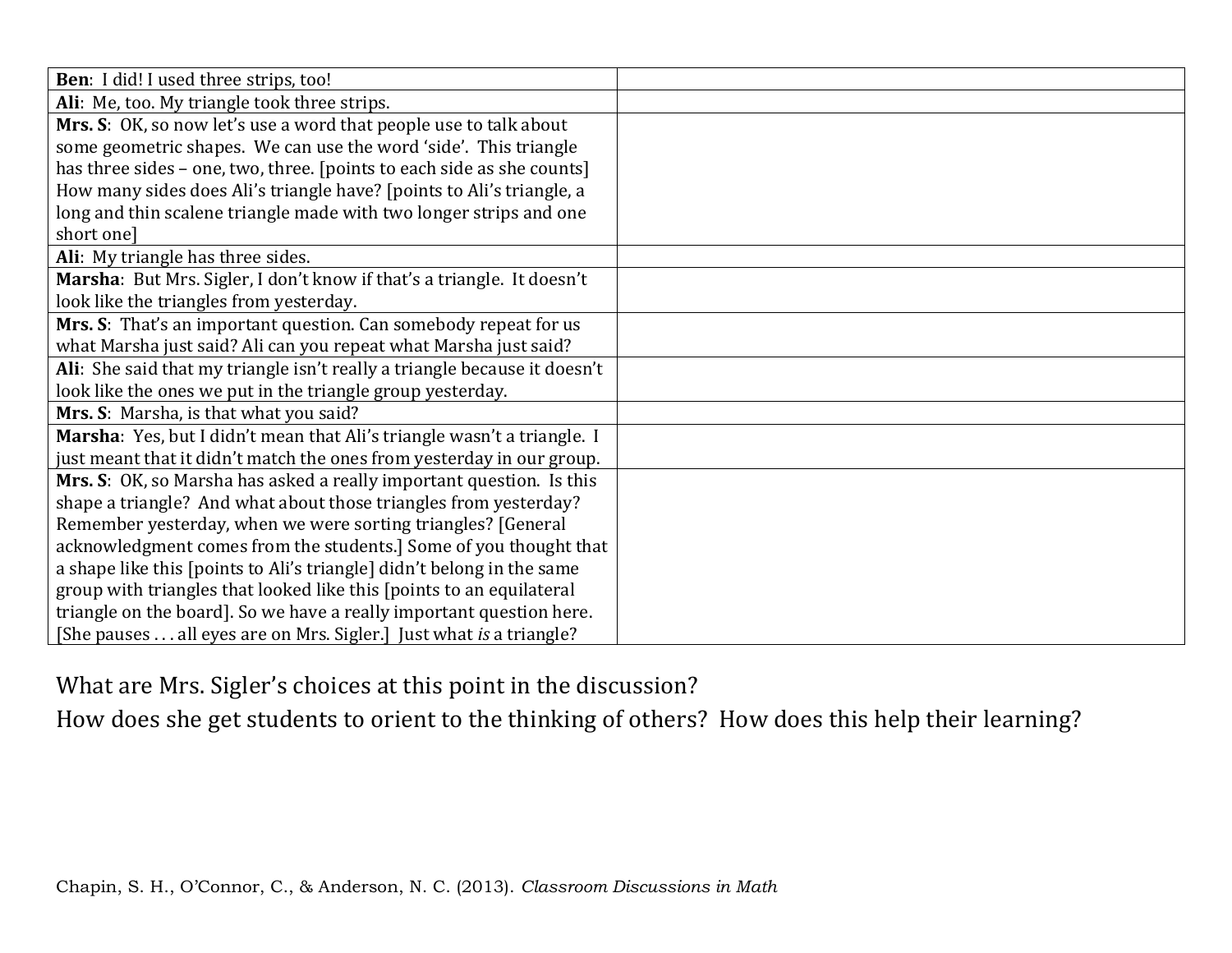| | |
|---|---|
| **Ben**: I did! I used three strips, too! | |
| **Ali**: Me, too. My triangle took three strips. | |
| **Mrs. S**: OK, so now let's use a word that people use to talk about some geometric shapes. We can use the word 'side'. This triangle has three sides – one, two, three. [points to each side as she counts] How many sides does Ali's triangle have? [points to Ali's triangle, a long and thin scalene triangle made with two longer strips and one short one] | |
| **Ali**: My triangle has three sides. | |
| **Marsha**: But Mrs. Sigler, I don't know if that's a triangle. It doesn't look like the triangles from yesterday. | |
| **Mrs. S**: That's an important question. Can somebody repeat for us what Marsha just said? Ali can you repeat what Marsha just said? | |
| **Ali**: She said that my triangle isn't really a triangle because it doesn't look like the ones we put in the triangle group yesterday. | |
| **Mrs. S**: Marsha, is that what you said? | |
| **Marsha**: Yes, but I didn't mean that Ali's triangle wasn't a triangle. I just meant that it didn't match the ones from yesterday in our group. | |
| **Mrs. S**: OK, so Marsha has asked a really important question. Is this shape a triangle? And what about those triangles from yesterday? Remember yesterday, when we were sorting triangles? [General acknowledgment comes from the students.] Some of you thought that a shape like this [points to Ali's triangle] didn't belong in the same group with triangles that looked like this [points to an equilateral triangle on the board]. So we have a really important question here. [She pauses . . . all eyes are on Mrs. Sigler.] Just what *is* a triangle? | |

What are Mrs. Sigler's choices at this point in the discussion?

How does she get students to orient to the thinking of others? How does this help their learning?

Chapin, S. H., O'Connor, C., & Anderson, N. C. (2013). *Classroom Discussions in Math*